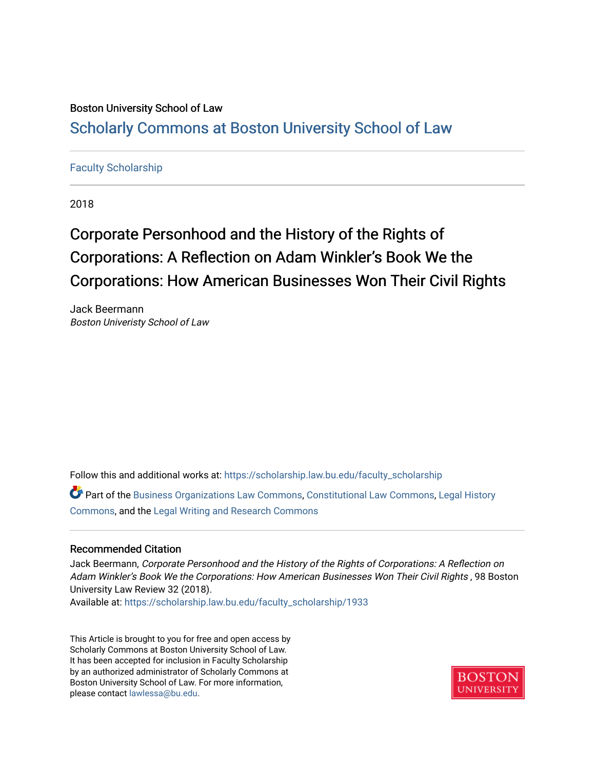Boston University School of Law

## Scholarly Commons at Boston University School of Law

Faculty Scholarship

2018

# Corporate Personhood and the History of the Rights of Corporations: A Reflection on Adam Winkler's Book We the Corporations: How American Businesses Won Their Civil Rights

Jack Beermann

*Boston Univeristy School of Law*

Follow this and additional works at: https://scholarship.law.bu.edu/faculty_scholarship

Part of the Business Organizations Law Commons, Constitutional Law Commons, Legal History Commons, and the Legal Writing and Research Commons

### Recommended Citation

Jack Beermann, *Corporate Personhood and the History of the Rights of Corporations: A Reflection on Adam Winkler's Book We the Corporations: How American Businesses Won Their Civil Rights* , 98 Boston University Law Review 32 (2018).

Available at: https://scholarship.law.bu.edu/faculty_scholarship/1933

This Article is brought to you for free and open access by Scholarly Commons at Boston University School of Law. It has been accepted for inclusion in Faculty Scholarship by an authorized administrator of Scholarly Commons at Boston University School of Law. For more information, please contact lawlessa@bu.edu.

BOSTON UNIVERSITY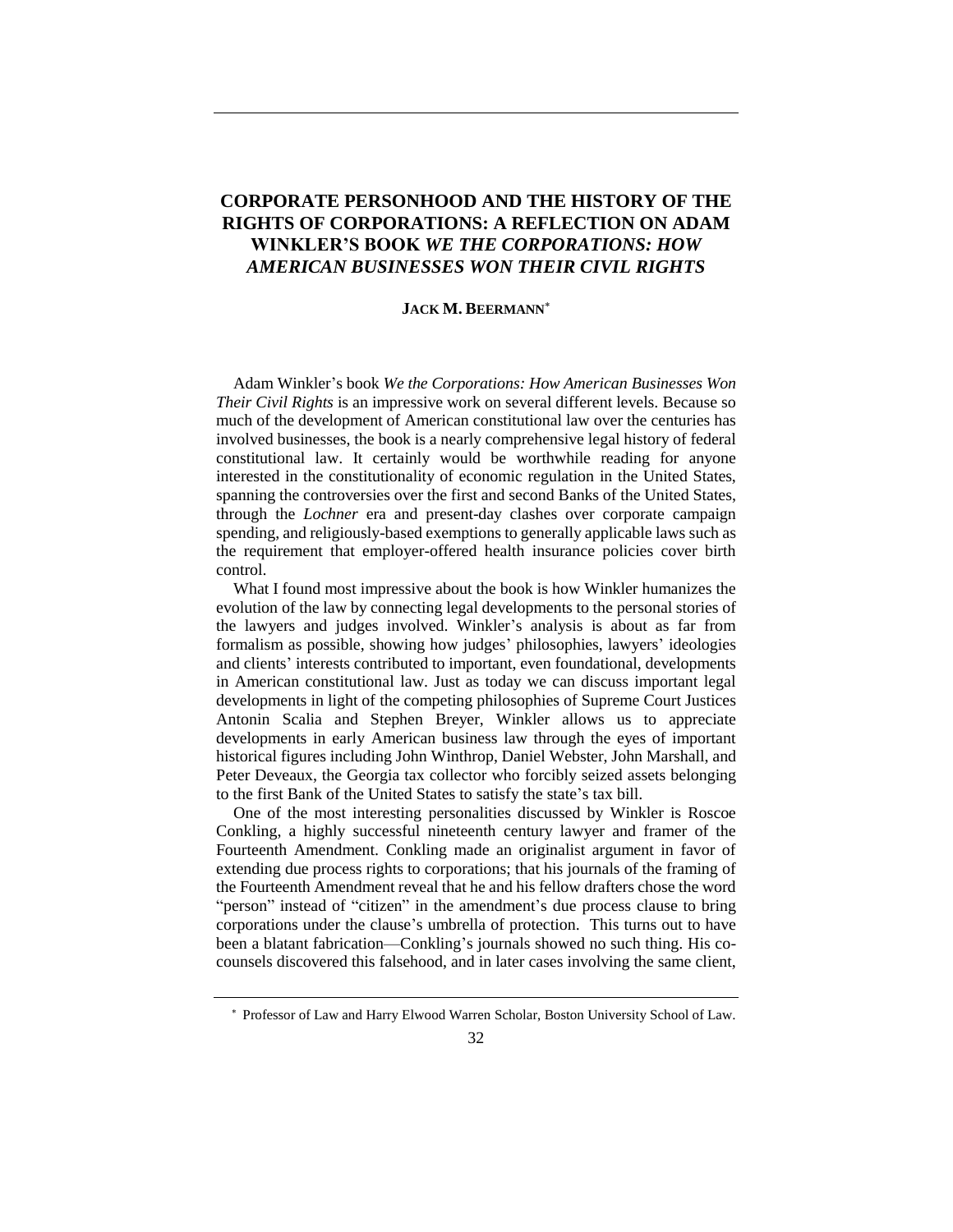# CORPORATE PERSONHOOD AND THE HISTORY OF THE RIGHTS OF CORPORATIONS: A REFLECTION ON ADAM WINKLER'S BOOK *WE THE CORPORATIONS: HOW AMERICAN BUSINESSES WON THEIR CIVIL RIGHTS*

**JACK M. BEERMANN**[*]

Adam Winkler's book *We the Corporations: How American Businesses Won Their Civil Rights* is an impressive work on several different levels. Because so much of the development of American constitutional law over the centuries has involved businesses, the book is a nearly comprehensive legal history of federal constitutional law. It certainly would be worthwhile reading for anyone interested in the constitutionality of economic regulation in the United States, spanning the controversies over the first and second Banks of the United States, through the *Lochner* era and present-day clashes over corporate campaign spending, and religiously-based exemptions to generally applicable laws such as the requirement that employer-offered health insurance policies cover birth control.

What I found most impressive about the book is how Winkler humanizes the evolution of the law by connecting legal developments to the personal stories of the lawyers and judges involved. Winkler's analysis is about as far from formalism as possible, showing how judges' philosophies, lawyers' ideologies and clients' interests contributed to important, even foundational, developments in American constitutional law. Just as today we can discuss important legal developments in light of the competing philosophies of Supreme Court Justices Antonin Scalia and Stephen Breyer, Winkler allows us to appreciate developments in early American business law through the eyes of important historical figures including John Winthrop, Daniel Webster, John Marshall, and Peter Deveaux, the Georgia tax collector who forcibly seized assets belonging to the first Bank of the United States to satisfy the state's tax bill.

One of the most interesting personalities discussed by Winkler is Roscoe Conkling, a highly successful nineteenth century lawyer and framer of the Fourteenth Amendment. Conkling made an originalist argument in favor of extending due process rights to corporations; that his journals of the framing of the Fourteenth Amendment reveal that he and his fellow drafters chose the word "person" instead of "citizen" in the amendment's due process clause to bring corporations under the clause's umbrella of protection. This turns out to have been a blatant fabrication—Conkling's journals showed no such thing. His co-counsels discovered this falsehood, and in later cases involving the same client,

[*] Professor of Law and Harry Elwood Warren Scholar, Boston University School of Law.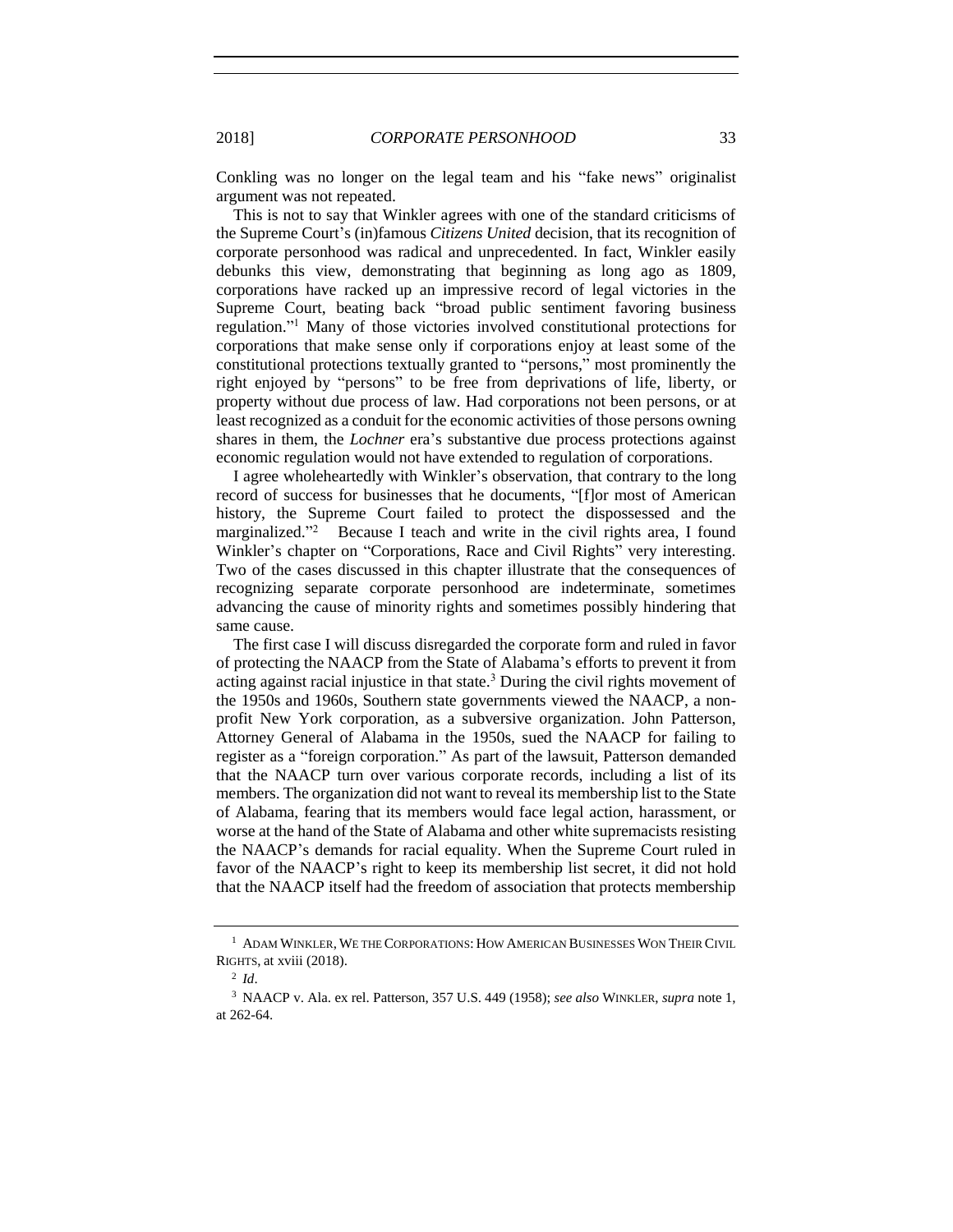Conkling was no longer on the legal team and his "fake news" originalist argument was not repeated.

This is not to say that Winkler agrees with one of the standard criticisms of the Supreme Court's (in)famous *Citizens United* decision, that its recognition of corporate personhood was radical and unprecedented. In fact, Winkler easily debunks this view, demonstrating that beginning as long ago as 1809, corporations have racked up an impressive record of legal victories in the Supreme Court, beating back "broad public sentiment favoring business regulation."[1] Many of those victories involved constitutional protections for corporations that make sense only if corporations enjoy at least some of the constitutional protections textually granted to "persons," most prominently the right enjoyed by "persons" to be free from deprivations of life, liberty, or property without due process of law. Had corporations not been persons, or at least recognized as a conduit for the economic activities of those persons owning shares in them, the *Lochner* era's substantive due process protections against economic regulation would not have extended to regulation of corporations.

I agree wholeheartedly with Winkler's observation, that contrary to the long record of success for businesses that he documents, "[f]or most of American history, the Supreme Court failed to protect the dispossessed and the marginalized."[2] Because I teach and write in the civil rights area, I found Winkler's chapter on "Corporations, Race and Civil Rights" very interesting. Two of the cases discussed in this chapter illustrate that the consequences of recognizing separate corporate personhood are indeterminate, sometimes advancing the cause of minority rights and sometimes possibly hindering that same cause.

The first case I will discuss disregarded the corporate form and ruled in favor of protecting the NAACP from the State of Alabama's efforts to prevent it from acting against racial injustice in that state.[3] During the civil rights movement of the 1950s and 1960s, Southern state governments viewed the NAACP, a non-profit New York corporation, as a subversive organization. John Patterson, Attorney General of Alabama in the 1950s, sued the NAACP for failing to register as a "foreign corporation." As part of the lawsuit, Patterson demanded that the NAACP turn over various corporate records, including a list of its members. The organization did not want to reveal its membership list to the State of Alabama, fearing that its members would face legal action, harassment, or worse at the hand of the State of Alabama and other white supremacists resisting the NAACP's demands for racial equality. When the Supreme Court ruled in favor of the NAACP's right to keep its membership list secret, it did not hold that the NAACP itself had the freedom of association that protects membership

---

[1] ADAM WINKLER, WE THE CORPORATIONS: HOW AMERICAN BUSINESSES WON THEIR CIVIL RIGHTS, at xviii (2018).

[2] *Id*.

[3] NAACP v. Ala. ex rel. Patterson, 357 U.S. 449 (1958); *see also* WINKLER, *supra* note 1, at 262-64.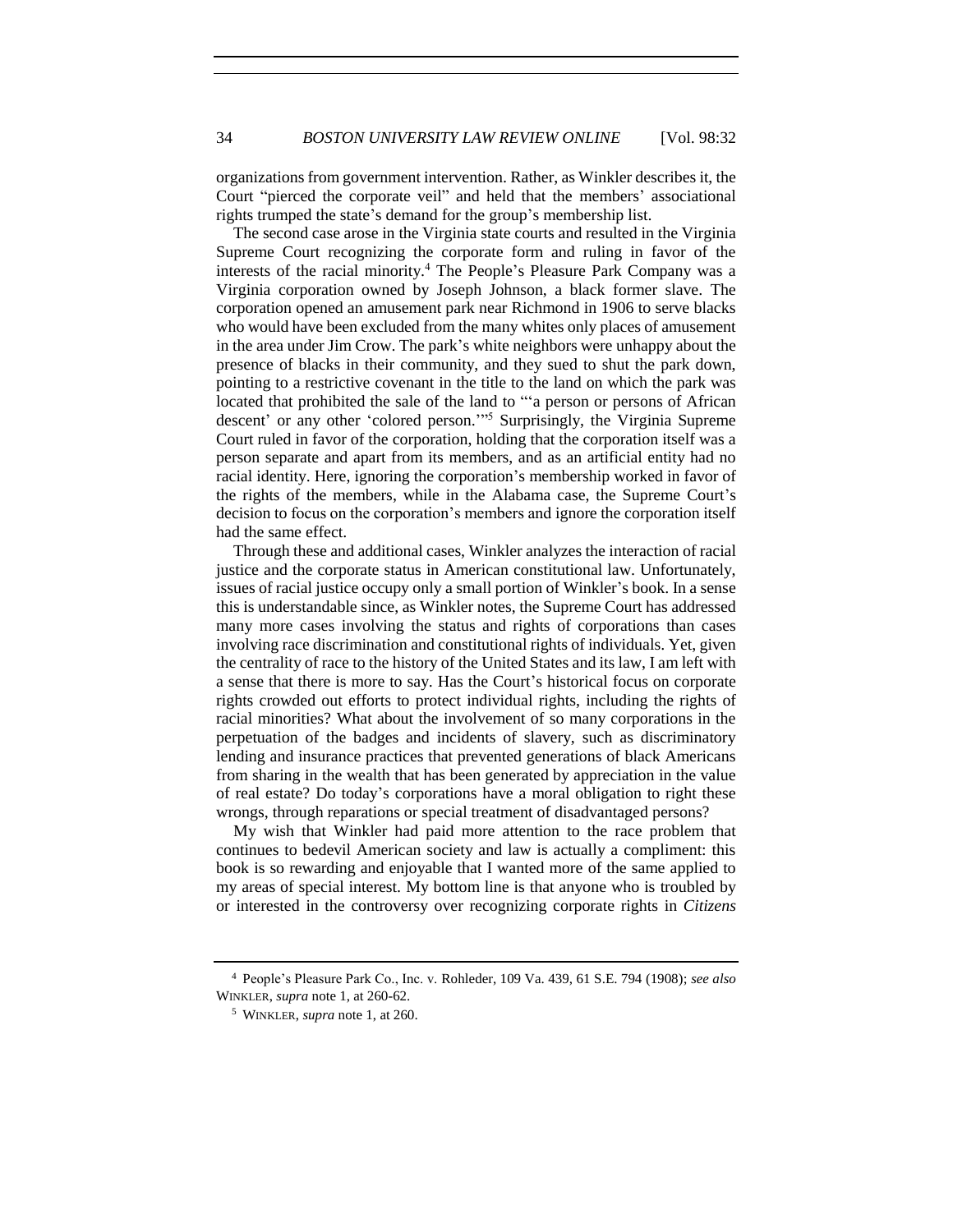organizations from government intervention. Rather, as Winkler describes it, the Court "pierced the corporate veil" and held that the members' associational rights trumped the state's demand for the group's membership list.

The second case arose in the Virginia state courts and resulted in the Virginia Supreme Court recognizing the corporate form and ruling in favor of the interests of the racial minority.[4] The People's Pleasure Park Company was a Virginia corporation owned by Joseph Johnson, a black former slave. The corporation opened an amusement park near Richmond in 1906 to serve blacks who would have been excluded from the many whites only places of amusement in the area under Jim Crow. The park's white neighbors were unhappy about the presence of blacks in their community, and they sued to shut the park down, pointing to a restrictive covenant in the title to the land on which the park was located that prohibited the sale of the land to "'a person or persons of African descent' or any other 'colored person.'"[5] Surprisingly, the Virginia Supreme Court ruled in favor of the corporation, holding that the corporation itself was a person separate and apart from its members, and as an artificial entity had no racial identity. Here, ignoring the corporation's membership worked in favor of the rights of the members, while in the Alabama case, the Supreme Court's decision to focus on the corporation's members and ignore the corporation itself had the same effect.

Through these and additional cases, Winkler analyzes the interaction of racial justice and the corporate status in American constitutional law. Unfortunately, issues of racial justice occupy only a small portion of Winkler's book. In a sense this is understandable since, as Winkler notes, the Supreme Court has addressed many more cases involving the status and rights of corporations than cases involving race discrimination and constitutional rights of individuals. Yet, given the centrality of race to the history of the United States and its law, I am left with a sense that there is more to say. Has the Court's historical focus on corporate rights crowded out efforts to protect individual rights, including the rights of racial minorities? What about the involvement of so many corporations in the perpetuation of the badges and incidents of slavery, such as discriminatory lending and insurance practices that prevented generations of black Americans from sharing in the wealth that has been generated by appreciation in the value of real estate? Do today's corporations have a moral obligation to right these wrongs, through reparations or special treatment of disadvantaged persons?

My wish that Winkler had paid more attention to the race problem that continues to bedevil American society and law is actually a compliment: this book is so rewarding and enjoyable that I wanted more of the same applied to my areas of special interest. My bottom line is that anyone who is troubled by or interested in the controversy over recognizing corporate rights in *Citizens*

---

[4] People's Pleasure Park Co., Inc. v. Rohleder, 109 Va. 439, 61 S.E. 794 (1908); *see also* WINKLER, *supra* note 1, at 260-62.

[5] WINKLER, *supra* note 1, at 260.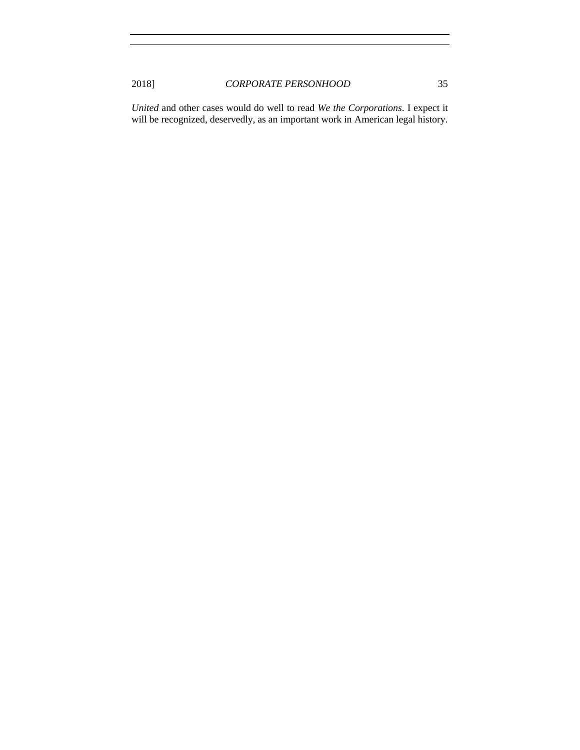*United* and other cases would do well to read *We the Corporations*. I expect it will be recognized, deservedly, as an important work in American legal history.